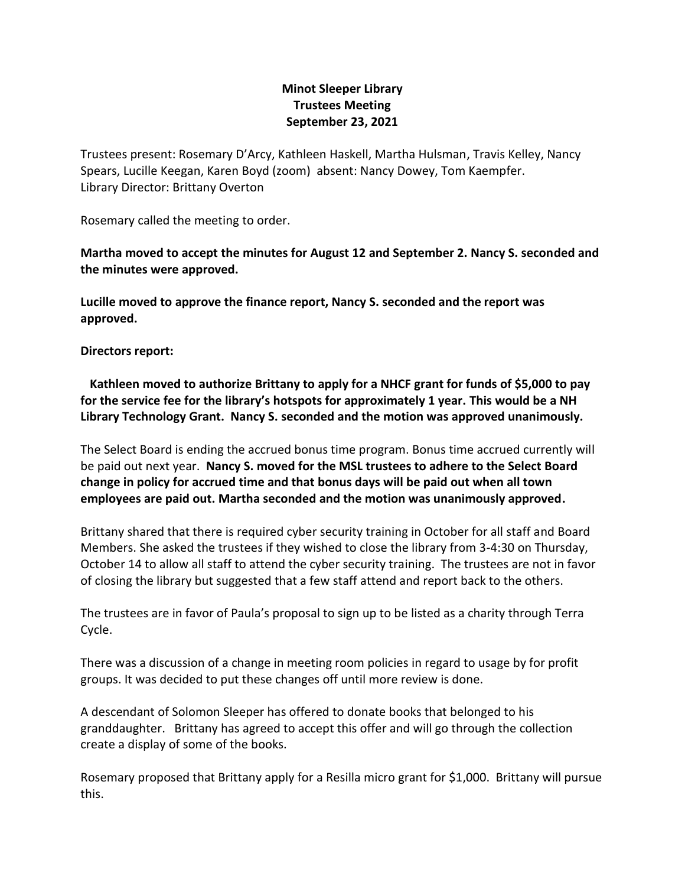**Minot Sleeper Library**
**Trustees Meeting**
**September 23, 2021**

Trustees present: Rosemary D'Arcy, Kathleen Haskell, Martha Hulsman, Travis Kelley, Nancy Spears, Lucille Keegan, Karen Boyd (zoom) absent: Nancy Dowey, Tom Kaempfer.
Library Director: Brittany Overton

Rosemary called the meeting to order.

**Martha moved to accept the minutes for August 12 and September 2. Nancy S. seconded and the minutes were approved.**

**Lucille moved to approve the finance report, Nancy S. seconded and the report was approved.**

**Directors report:**

**Kathleen moved to authorize Brittany to apply for a NHCF grant for funds of $5,000 to pay for the service fee for the library's hotspots for approximately 1 year. This would be a NH Library Technology Grant. Nancy S. seconded and the motion was approved unanimously.**

The Select Board is ending the accrued bonus time program. Bonus time accrued currently will be paid out next year. **Nancy S. moved for the MSL trustees to adhere to the Select Board change in policy for accrued time and that bonus days will be paid out when all town employees are paid out. Martha seconded and the motion was unanimously approved.**

Brittany shared that there is required cyber security training in October for all staff and Board Members. She asked the trustees if they wished to close the library from 3-4:30 on Thursday, October 14 to allow all staff to attend the cyber security training. The trustees are not in favor of closing the library but suggested that a few staff attend and report back to the others.

The trustees are in favor of Paula's proposal to sign up to be listed as a charity through Terra Cycle.

There was a discussion of a change in meeting room policies in regard to usage by for profit groups. It was decided to put these changes off until more review is done.

A descendant of Solomon Sleeper has offered to donate books that belonged to his granddaughter. Brittany has agreed to accept this offer and will go through the collection create a display of some of the books.

Rosemary proposed that Brittany apply for a Resilla micro grant for $1,000. Brittany will pursue this.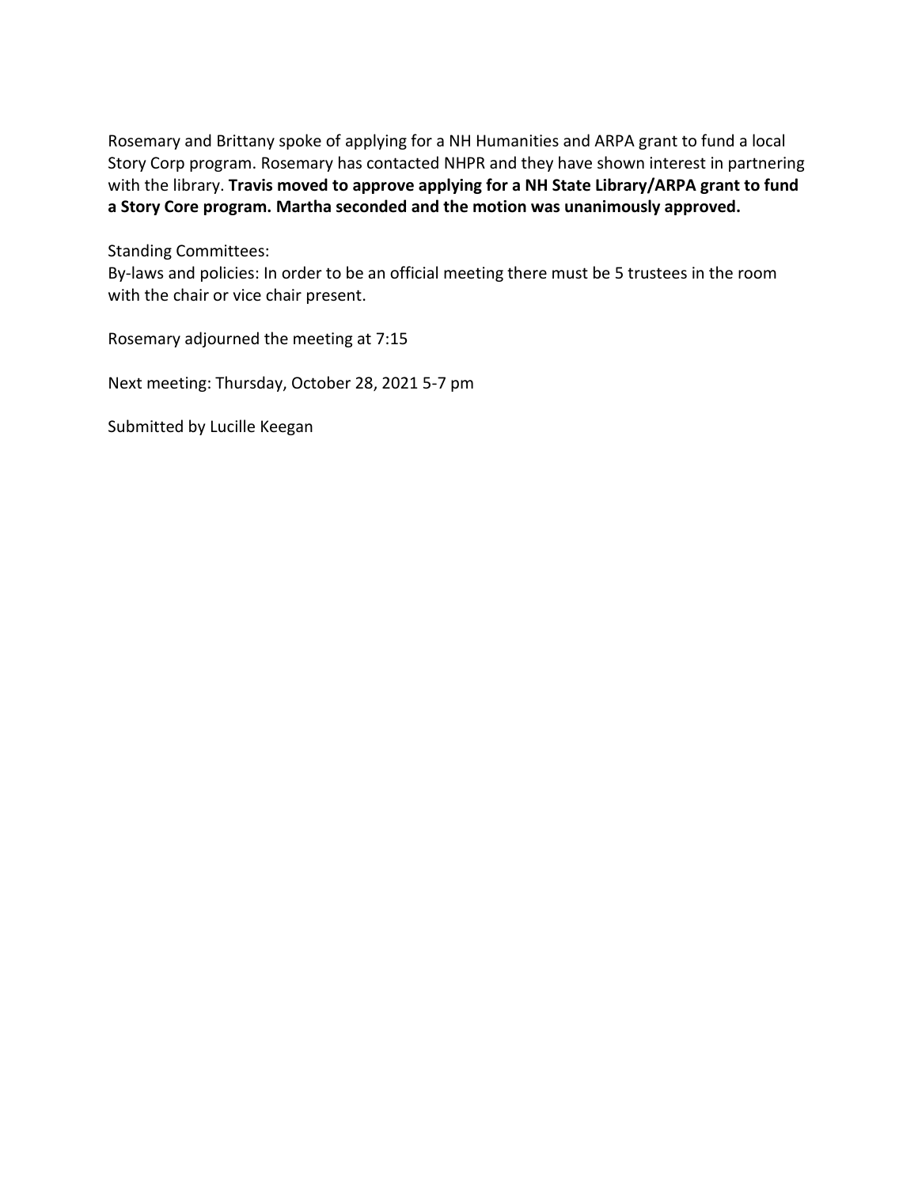Rosemary and Brittany spoke of applying for a NH Humanities and ARPA grant to fund a local Story Corp program. Rosemary has contacted NHPR and they have shown interest in partnering with the library. **Travis moved to approve applying for a NH State Library/ARPA grant to fund a Story Core program. Martha seconded and the motion was unanimously approved.**

Standing Committees:
By-laws and policies: In order to be an official meeting there must be 5 trustees in the room with the chair or vice chair present.

Rosemary adjourned the meeting at 7:15

Next meeting: Thursday, October 28, 2021 5-7 pm

Submitted by Lucille Keegan